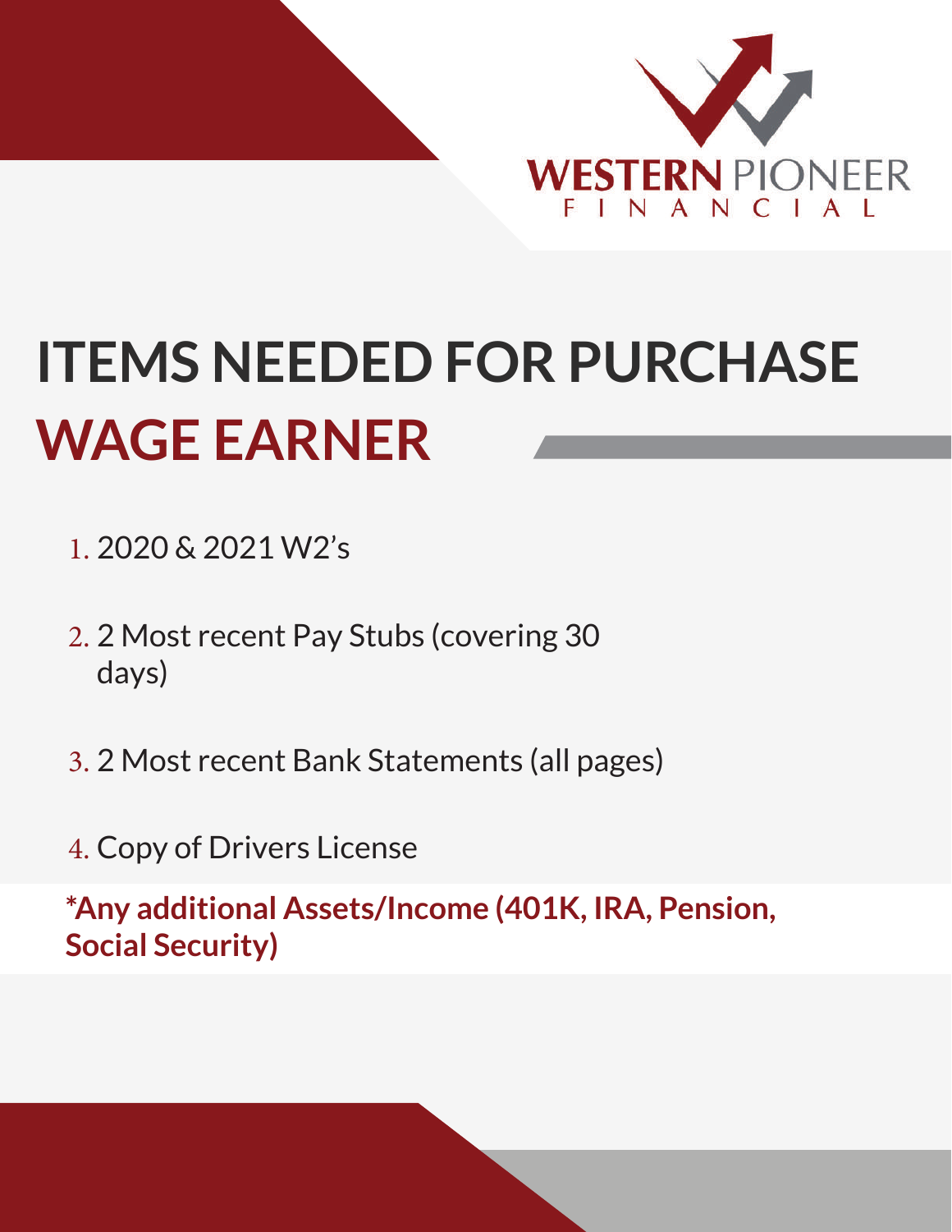WESTERN PIONEER
FINANCIAL

# ITEMS NEEDED FOR PURCHASE
## WAGE EARNER

1. 2020 & 2021 W2's
2. 2 Most recent Pay Stubs (covering 30 days)
3. 2 Most recent Bank Statements (all pages)
4. Copy of Drivers License

**\*Any additional Assets/Income (401K, IRA, Pension, Social Security)**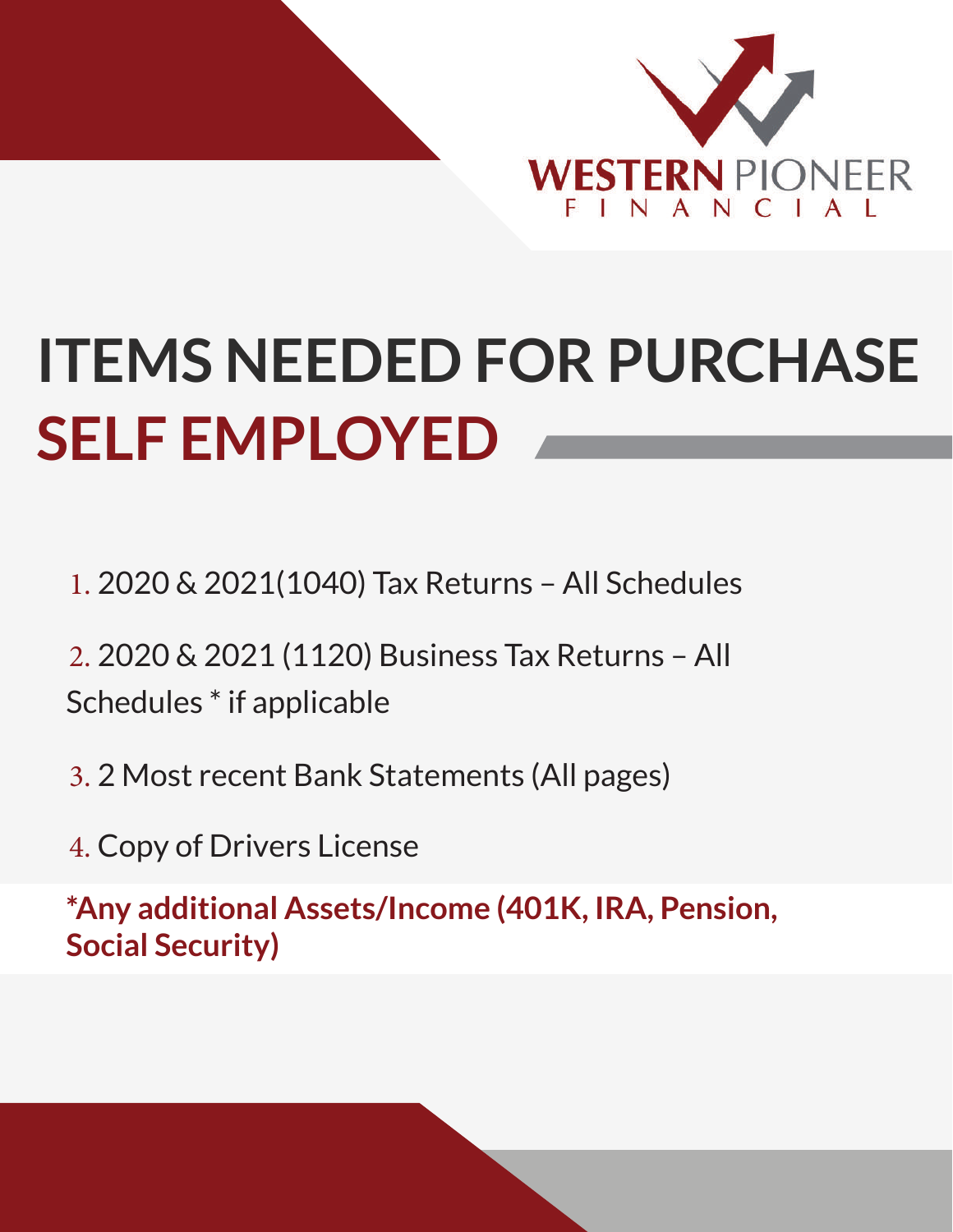WESTERN PIONEER FINANCIAL

# ITEMS NEEDED FOR PURCHASE
## SELF EMPLOYED

1. 2020 & 2021(1040) Tax Returns – All Schedules
2. 2020 & 2021 (1120) Business Tax Returns – All Schedules * if applicable
3. 2 Most recent Bank Statements (All pages)
4. Copy of Drivers License

**\*Any additional Assets/Income (401K, IRA, Pension, Social Security)**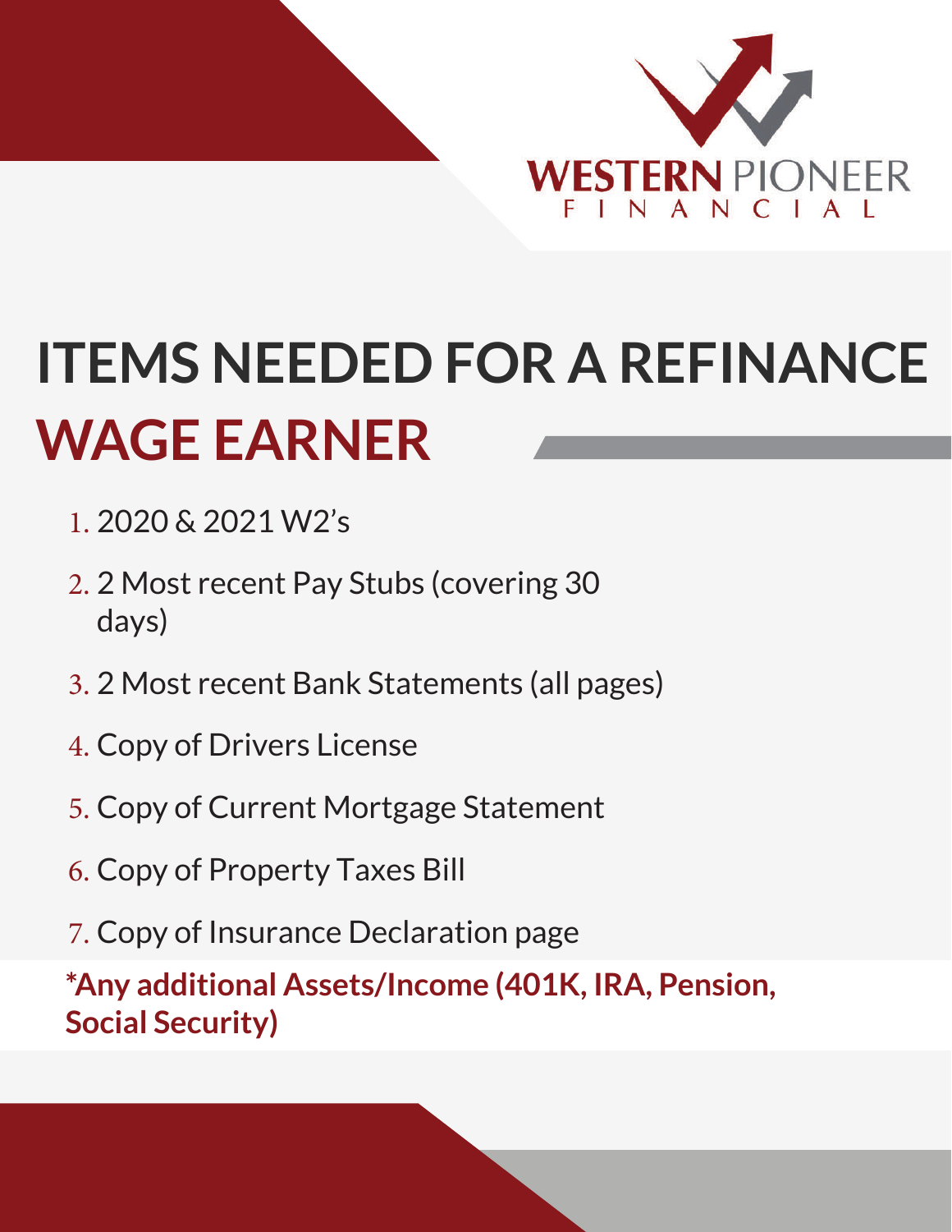WESTERN PIONEER
FINANCIAL

# ITEMS NEEDED FOR A REFINANCE

## WAGE EARNER

1. 2020 & 2021 W2's
2. 2 Most recent Pay Stubs (covering 30 days)
3. 2 Most recent Bank Statements (all pages)
4. Copy of Drivers License
5. Copy of Current Mortgage Statement
6. Copy of Property Taxes Bill
7. Copy of Insurance Declaration page

**\*Any additional Assets/Income (401K, IRA, Pension, Social Security)**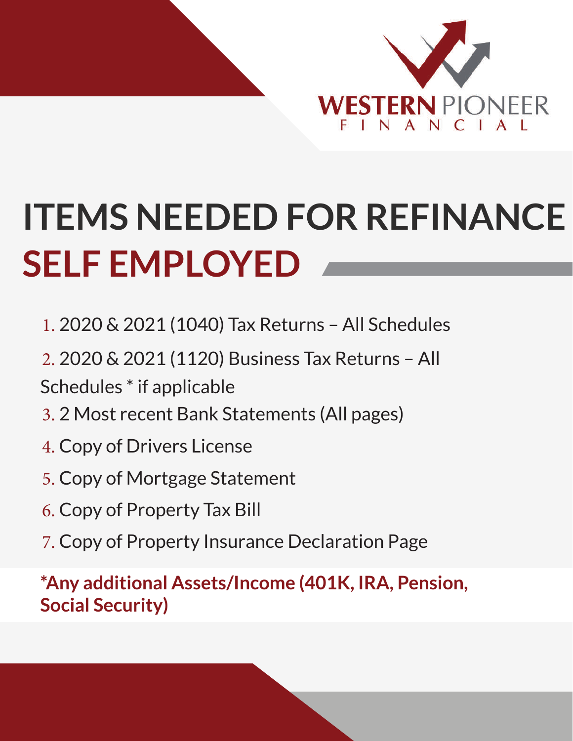WESTERN PIONEER FINANCIAL

# ITEMS NEEDED FOR REFINANCE
## SELF EMPLOYED

1. 2020 & 2021 (1040) Tax Returns – All Schedules
2. 2020 & 2021 (1120) Business Tax Returns – All Schedules * if applicable
3. 2 Most recent Bank Statements (All pages)
4. Copy of Drivers License
5. Copy of Mortgage Statement
6. Copy of Property Tax Bill
7. Copy of Property Insurance Declaration Page

**\*Any additional Assets/Income (401K, IRA, Pension, Social Security)**